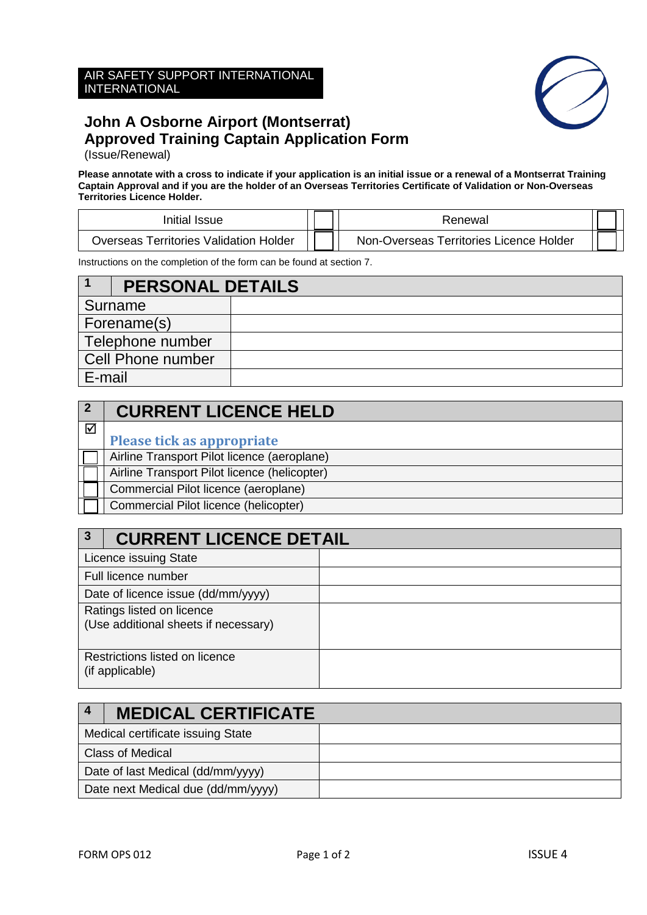AIR SAFETY SUPPORT INTERNATIONAL INTERNATIONAL

# John A Osborne Airport (Montserrat) Approved Training Captain Application Form

(Issue/Renewal)

**Please annotate with a cross to indicate if your application is an initial issue or a renewal of a Montserrat Training Captain Approval and if you are the holder of an Overseas Territories Certificate of Validation or Non-Overseas Territories Licence Holder.**

| | | | |
|---|---|---|---|
| Initial Issue | ☐ | Renewal | ☐ |
| Overseas Territories Validation Holder | ☐ | Non-Overseas Territories Licence Holder | ☐ |

Instructions on the completion of the form can be found at section 7.

| 1 | PERSONAL DETAILS |
|---|---|
| Surname | |
| Forename(s) | |
| Telephone number | |
| Cell Phone number | |
| E-mail | |

| 2 | CURRENT LICENCE HELD |
|---|---|
| ☑ | Please tick as appropriate |
| ☐ | Airline Transport Pilot licence (aeroplane) |
| ☐ | Airline Transport Pilot licence (helicopter) |
| ☐ | Commercial Pilot licence (aeroplane) |
| ☐ | Commercial Pilot licence (helicopter) |

| 3 | CURRENT LICENCE DETAIL |
|---|---|
| Licence issuing State | |
| Full licence number | |
| Date of licence issue (dd/mm/yyyy) | |
| Ratings listed on licence (Use additional sheets if necessary) | |
| Restrictions listed on licence (if applicable) | |

| 4 | MEDICAL CERTIFICATE |
|---|---|
| Medical certificate issuing State | |
| Class of Medical | |
| Date of last Medical (dd/mm/yyyy) | |
| Date next Medical due (dd/mm/yyyy) | |

FORM OPS 012 ISSUE 4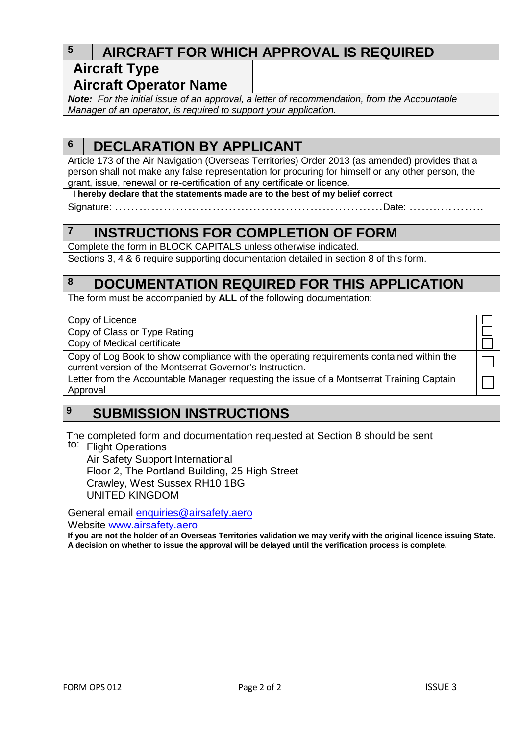## 5 AIRCRAFT FOR WHICH APPROVAL IS REQUIRED

| | |
|---|---|
| **Aircraft Type** | |
| **Aircraft Operator Name** | |

***Note:*** *For the initial issue of an approval, a letter of recommendation, from the Accountable Manager of an operator, is required to support your application.*

## 6 DECLARATION BY APPLICANT

Article 173 of the Air Navigation (Overseas Territories) Order 2013 (as amended) provides that a person shall not make any false representation for procuring for himself or any other person, the grant, issue, renewal or re-certification of any certificate or licence.

**I hereby declare that the statements made are to the best of my belief correct**

Signature: ……………………………………………………………Date: ………………..

## 7 INSTRUCTIONS FOR COMPLETION OF FORM

Complete the form in BLOCK CAPITALS unless otherwise indicated.

Sections 3, 4 & 6 require supporting documentation detailed in section 8 of this form.

## 8 DOCUMENTATION REQUIRED FOR THIS APPLICATION

The form must be accompanied by **ALL** of the following documentation:

| | |
|---|---|
| Copy of Licence | ☐ |
| Copy of Class or Type Rating | ☐ |
| Copy of Medical certificate | ☐ |
| Copy of Log Book to show compliance with the operating requirements contained within the current version of the Montserrat Governor's Instruction. | ☐ |
| Letter from the Accountable Manager requesting the issue of a Montserrat Training Captain Approval | ☐ |

## 9 SUBMISSION INSTRUCTIONS

The completed form and documentation requested at Section 8 should be sent to:

Flight Operations
Air Safety Support International
Floor 2, The Portland Building, 25 High Street
Crawley, West Sussex RH10 1BG
UNITED KINGDOM

General email enquiries@airsafety.aero

Website www.airsafety.aero

**If you are not the holder of an Overseas Territories validation we may verify with the original licence issuing State. A decision on whether to issue the approval will be delayed until the verification process is complete.**